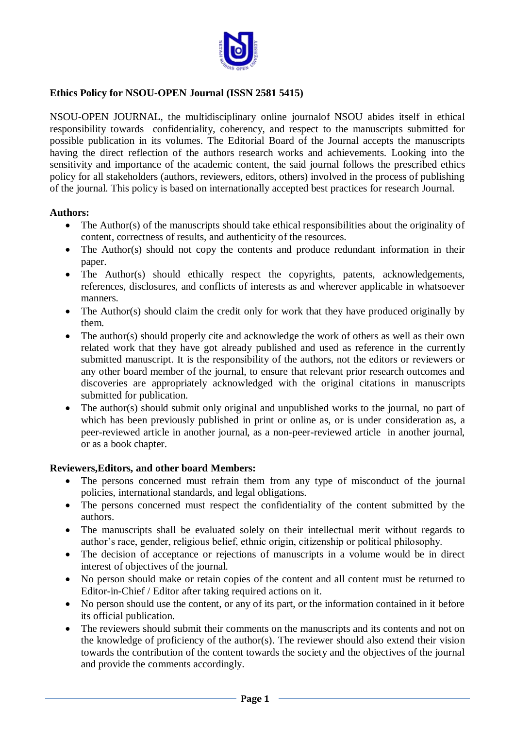**Ethics Policy for NSOU-OPEN Journal (ISSN 2581 5415)**

NSOU-OPEN JOURNAL, the multidisciplinary online journalof NSOU abides itself in ethical responsibility towards confidentiality, coherency, and respect to the manuscripts submitted for possible publication in its volumes. The Editorial Board of the Journal accepts the manuscripts having the direct reflection of the authors research works and achievements. Looking into the sensitivity and importance of the academic content, the said journal follows the prescribed ethics policy for all stakeholders (authors, reviewers, editors, others) involved in the process of publishing of the journal. This policy is based on internationally accepted best practices for research Journal.

**Authors:**

- The Author(s) of the manuscripts should take ethical responsibilities about the originality of content, correctness of results, and authenticity of the resources.
- The Author(s) should not copy the contents and produce redundant information in their paper.
- The Author(s) should ethically respect the copyrights, patents, acknowledgements, references, disclosures, and conflicts of interests as and wherever applicable in whatsoever manners.
- The Author(s) should claim the credit only for work that they have produced originally by them.
- The author(s) should properly cite and acknowledge the work of others as well as their own related work that they have got already published and used as reference in the currently submitted manuscript. It is the responsibility of the authors, not the editors or reviewers or any other board member of the journal, to ensure that relevant prior research outcomes and discoveries are appropriately acknowledged with the original citations in manuscripts submitted for publication.
- The author(s) should submit only original and unpublished works to the journal, no part of which has been previously published in print or online as, or is under consideration as, a peer-reviewed article in another journal, as a non-peer-reviewed article in another journal, or as a book chapter.

**Reviewers,Editors, and other board Members:**

- The persons concerned must refrain them from any type of misconduct of the journal policies, international standards, and legal obligations.
- The persons concerned must respect the confidentiality of the content submitted by the authors.
- The manuscripts shall be evaluated solely on their intellectual merit without regards to author's race, gender, religious belief, ethnic origin, citizenship or political philosophy.
- The decision of acceptance or rejections of manuscripts in a volume would be in direct interest of objectives of the journal.
- No person should make or retain copies of the content and all content must be returned to Editor-in-Chief / Editor after taking required actions on it.
- No person should use the content, or any of its part, or the information contained in it before its official publication.
- The reviewers should submit their comments on the manuscripts and its contents and not on the knowledge of proficiency of the author(s). The reviewer should also extend their vision towards the contribution of the content towards the society and the objectives of the journal and provide the comments accordingly.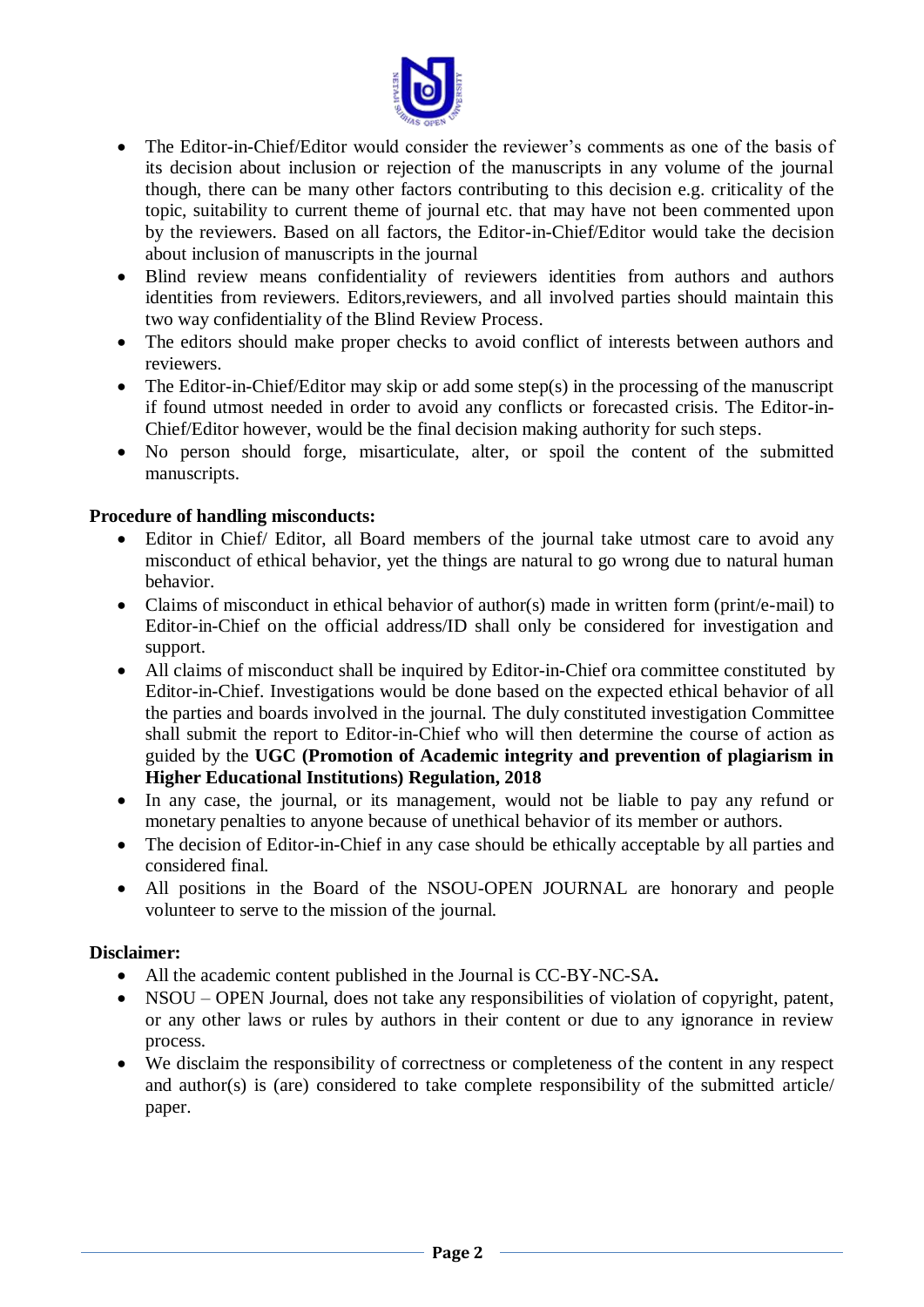- The Editor-in-Chief/Editor would consider the reviewer's comments as one of the basis of its decision about inclusion or rejection of the manuscripts in any volume of the journal though, there can be many other factors contributing to this decision e.g. criticality of the topic, suitability to current theme of journal etc. that may have not been commented upon by the reviewers. Based on all factors, the Editor-in-Chief/Editor would take the decision about inclusion of manuscripts in the journal
- Blind review means confidentiality of reviewers identities from authors and authors identities from reviewers. Editors,reviewers, and all involved parties should maintain this two way confidentiality of the Blind Review Process.
- The editors should make proper checks to avoid conflict of interests between authors and reviewers.
- The Editor-in-Chief/Editor may skip or add some step(s) in the processing of the manuscript if found utmost needed in order to avoid any conflicts or forecasted crisis. The Editor-in-Chief/Editor however, would be the final decision making authority for such steps.
- No person should forge, misarticulate, alter, or spoil the content of the submitted manuscripts.

**Procedure of handling misconducts:**

- Editor in Chief/ Editor, all Board members of the journal take utmost care to avoid any misconduct of ethical behavior, yet the things are natural to go wrong due to natural human behavior.
- Claims of misconduct in ethical behavior of author(s) made in written form (print/e-mail) to Editor-in-Chief on the official address/ID shall only be considered for investigation and support.
- All claims of misconduct shall be inquired by Editor-in-Chief ora committee constituted by Editor-in-Chief. Investigations would be done based on the expected ethical behavior of all the parties and boards involved in the journal. The duly constituted investigation Committee shall submit the report to Editor-in-Chief who will then determine the course of action as guided by the **UGC (Promotion of Academic integrity and prevention of plagiarism in Higher Educational Institutions) Regulation, 2018**
- In any case, the journal, or its management, would not be liable to pay any refund or monetary penalties to anyone because of unethical behavior of its member or authors.
- The decision of Editor-in-Chief in any case should be ethically acceptable by all parties and considered final.
- All positions in the Board of the NSOU-OPEN JOURNAL are honorary and people volunteer to serve to the mission of the journal.

**Disclaimer:**

- All the academic content published in the Journal is CC-BY-NC-SA**.**
- NSOU – OPEN Journal, does not take any responsibilities of violation of copyright, patent, or any other laws or rules by authors in their content or due to any ignorance in review process.
- We disclaim the responsibility of correctness or completeness of the content in any respect and author(s) is (are) considered to take complete responsibility of the submitted article/ paper.